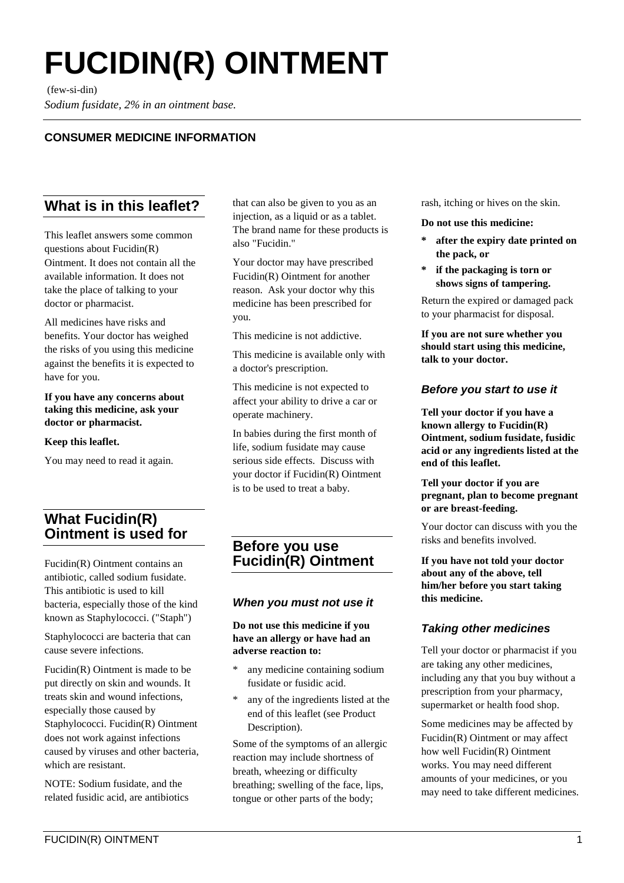# FUCIDIN(R) OINTMENT

(few-si-din)

*Sodium fusidate, 2% in an ointment base.*

**CONSUMER MEDICINE INFORMATION**

## What is in this leaflet?

This leaflet answers some common questions about Fucidin(R) Ointment. It does not contain all the available information. It does not take the place of talking to your doctor or pharmacist.

All medicines have risks and benefits. Your doctor has weighed the risks of you using this medicine against the benefits it is expected to have for you.

**If you have any concerns about taking this medicine, ask your doctor or pharmacist.**

**Keep this leaflet.**

You may need to read it again.

## What Fucidin(R) Ointment is used for

Fucidin(R) Ointment contains an antibiotic, called sodium fusidate. This antibiotic is used to kill bacteria, especially those of the kind known as Staphylococci. ("Staph")

Staphylococci are bacteria that can cause severe infections.

Fucidin(R) Ointment is made to be put directly on skin and wounds. It treats skin and wound infections, especially those caused by Staphylococci. Fucidin(R) Ointment does not work against infections caused by viruses and other bacteria, which are resistant.

NOTE: Sodium fusidate, and the related fusidic acid, are antibiotics that can also be given to you as an injection, as a liquid or as a tablet. The brand name for these products is also "Fucidin."

Your doctor may have prescribed Fucidin(R) Ointment for another reason. Ask your doctor why this medicine has been prescribed for you.

This medicine is not addictive.

This medicine is available only with a doctor's prescription.

This medicine is not expected to affect your ability to drive a car or operate machinery.

In babies during the first month of life, sodium fusidate may cause serious side effects. Discuss with your doctor if Fucidin(R) Ointment is to be used to treat a baby.

## Before you use Fucidin(R) Ointment

### *When you must not use it*

**Do not use this medicine if you have an allergy or have had an adverse reaction to:**

* any medicine containing sodium fusidate or fusidic acid.
* any of the ingredients listed at the end of this leaflet (see Product Description).

Some of the symptoms of an allergic reaction may include shortness of breath, wheezing or difficulty breathing; swelling of the face, lips, tongue or other parts of the body; rash, itching or hives on the skin.

**Do not use this medicine:**

* **after the expiry date printed on the pack, or**
* **if the packaging is torn or shows signs of tampering.**

Return the expired or damaged pack to your pharmacist for disposal.

**If you are not sure whether you should start using this medicine, talk to your doctor.**

### *Before you start to use it*

**Tell your doctor if you have a known allergy to Fucidin(R) Ointment, sodium fusidate, fusidic acid or any ingredients listed at the end of this leaflet.**

**Tell your doctor if you are pregnant, plan to become pregnant or are breast-feeding.**

Your doctor can discuss with you the risks and benefits involved.

**If you have not told your doctor about any of the above, tell him/her before you start taking this medicine.**

### *Taking other medicines*

Tell your doctor or pharmacist if you are taking any other medicines, including any that you buy without a prescription from your pharmacy, supermarket or health food shop.

Some medicines may be affected by Fucidin(R) Ointment or may affect how well Fucidin(R) Ointment works. You may need different amounts of your medicines, or you may need to take different medicines.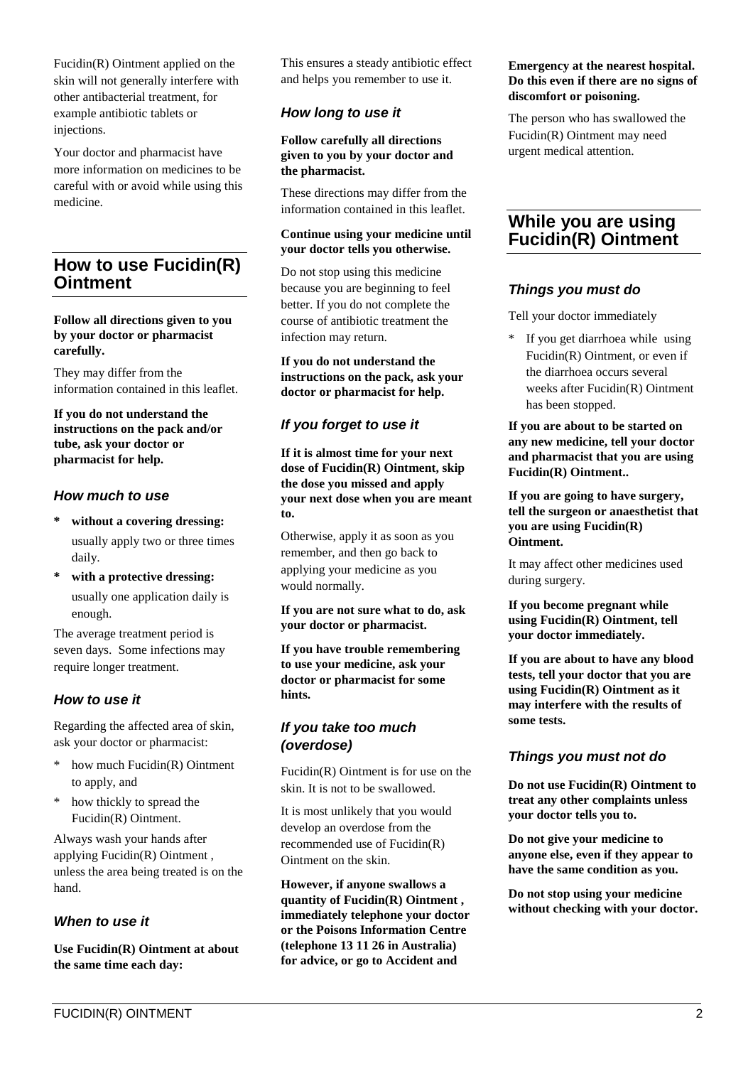Fucidin(R) Ointment applied on the skin will not generally interfere with other antibacterial treatment, for example antibiotic tablets or injections.

Your doctor and pharmacist have more information on medicines to be careful with or avoid while using this medicine.

## How to use Fucidin(R) Ointment

**Follow all directions given to you by your doctor or pharmacist carefully.**

They may differ from the information contained in this leaflet.

**If you do not understand the instructions on the pack and/or tube, ask your doctor or pharmacist for help.**

### How much to use

* **without a covering dressing:** usually apply two or three times daily.
* **with a protective dressing:** usually one application daily is enough.

The average treatment period is seven days. Some infections may require longer treatment.

### How to use it

Regarding the affected area of skin, ask your doctor or pharmacist:

* how much Fucidin(R) Ointment to apply, and
* how thickly to spread the Fucidin(R) Ointment.

Always wash your hands after applying Fucidin(R) Ointment , unless the area being treated is on the hand.

### When to use it

**Use Fucidin(R) Ointment at about the same time each day:**

This ensures a steady antibiotic effect and helps you remember to use it.

### How long to use it

**Follow carefully all directions given to you by your doctor and the pharmacist.**

These directions may differ from the information contained in this leaflet.

**Continue using your medicine until your doctor tells you otherwise.**

Do not stop using this medicine because you are beginning to feel better. If you do not complete the course of antibiotic treatment the infection may return.

**If you do not understand the instructions on the pack, ask your doctor or pharmacist for help.**

### If you forget to use it

**If it is almost time for your next dose of Fucidin(R) Ointment, skip the dose you missed and apply your next dose when you are meant to.**

Otherwise, apply it as soon as you remember, and then go back to applying your medicine as you would normally.

**If you are not sure what to do, ask your doctor or pharmacist.**

**If you have trouble remembering to use your medicine, ask your doctor or pharmacist for some hints.**

### If you take too much (overdose)

Fucidin(R) Ointment is for use on the skin. It is not to be swallowed.

It is most unlikely that you would develop an overdose from the recommended use of Fucidin(R) Ointment on the skin.

**However, if anyone swallows a quantity of Fucidin(R) Ointment , immediately telephone your doctor or the Poisons Information Centre (telephone 13 11 26 in Australia) for advice, or go to Accident and Emergency at the nearest hospital. Do this even if there are no signs of discomfort or poisoning.**

The person who has swallowed the Fucidin(R) Ointment may need urgent medical attention.

## While you are using Fucidin(R) Ointment

### Things you must do

Tell your doctor immediately

* If you get diarrhoea while using Fucidin(R) Ointment, or even if the diarrhoea occurs several weeks after Fucidin(R) Ointment has been stopped.

**If you are about to be started on any new medicine, tell your doctor and pharmacist that you are using Fucidin(R) Ointment..**

**If you are going to have surgery, tell the surgeon or anaesthetist that you are using Fucidin(R) Ointment.**

It may affect other medicines used during surgery.

**If you become pregnant while using Fucidin(R) Ointment, tell your doctor immediately.**

**If you are about to have any blood tests, tell your doctor that you are using Fucidin(R) Ointment as it may interfere with the results of some tests.**

### Things you must not do

**Do not use Fucidin(R) Ointment to treat any other complaints unless your doctor tells you to.**

**Do not give your medicine to anyone else, even if they appear to have the same condition as you.**

**Do not stop using your medicine without checking with your doctor.**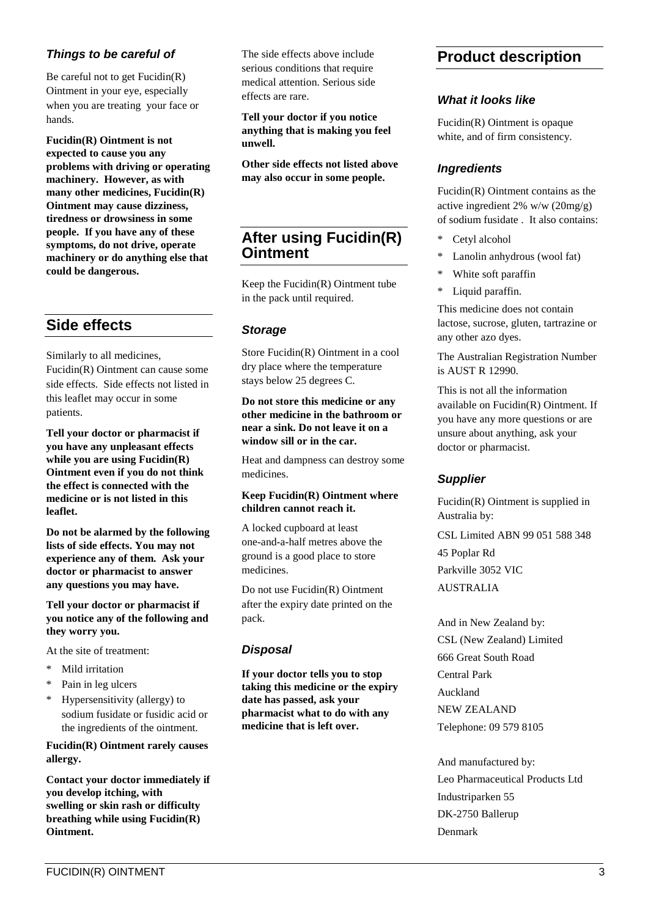### *Things to be careful of*

Be careful not to get Fucidin(R) Ointment in your eye, especially when you are treating your face or hands.

**Fucidin(R) Ointment is not expected to cause you any problems with driving or operating machinery. However, as with many other medicines, Fucidin(R) Ointment may cause dizziness, tiredness or drowsiness in some people. If you have any of these symptoms, do not drive, operate machinery or do anything else that could be dangerous.**

## Side effects

Similarly to all medicines, Fucidin(R) Ointment can cause some side effects. Side effects not listed in this leaflet may occur in some patients.

**Tell your doctor or pharmacist if you have any unpleasant effects while you are using Fucidin(R) Ointment even if you do not think the effect is connected with the medicine or is not listed in this leaflet.**

**Do not be alarmed by the following lists of side effects. You may not experience any of them. Ask your doctor or pharmacist to answer any questions you may have.**

**Tell your doctor or pharmacist if you notice any of the following and they worry you.**

At the site of treatment:

* Mild irritation
* Pain in leg ulcers
* Hypersensitivity (allergy) to sodium fusidate or fusidic acid or the ingredients of the ointment.

**Fucidin(R) Ointment rarely causes allergy.**

**Contact your doctor immediately if you develop itching, with swelling or skin rash or difficulty breathing while using Fucidin(R) Ointment.**

The side effects above include serious conditions that require medical attention. Serious side effects are rare.

**Tell your doctor if you notice anything that is making you feel unwell.**

**Other side effects not listed above may also occur in some people.**

## After using Fucidin(R) Ointment

Keep the Fucidin(R) Ointment tube in the pack until required.

### *Storage*

Store Fucidin(R) Ointment in a cool dry place where the temperature stays below 25 degrees C.

**Do not store this medicine or any other medicine in the bathroom or near a sink. Do not leave it on a window sill or in the car.**

Heat and dampness can destroy some medicines.

**Keep Fucidin(R) Ointment where children cannot reach it.**

A locked cupboard at least one-and-a-half metres above the ground is a good place to store medicines.

Do not use Fucidin(R) Ointment after the expiry date printed on the pack.

### *Disposal*

**If your doctor tells you to stop taking this medicine or the expiry date has passed, ask your pharmacist what to do with any medicine that is left over.**

## Product description

### *What it looks like*

Fucidin(R) Ointment is opaque white, and of firm consistency.

### *Ingredients*

Fucidin(R) Ointment contains as the active ingredient 2% w/w (20mg/g) of sodium fusidate . It also contains:

* Cetyl alcohol
* Lanolin anhydrous (wool fat)
* White soft paraffin
* Liquid paraffin.

This medicine does not contain lactose, sucrose, gluten, tartrazine or any other azo dyes.

The Australian Registration Number is AUST R 12990.

This is not all the information available on Fucidin(R) Ointment. If you have any more questions or are unsure about anything, ask your doctor or pharmacist.

### *Supplier*

Fucidin(R) Ointment is supplied in Australia by:

CSL Limited ABN 99 051 588 348
45 Poplar Rd
Parkville 3052 VIC
AUSTRALIA

And in New Zealand by:
CSL (New Zealand) Limited
666 Great South Road
Central Park
Auckland
NEW ZEALAND
Telephone: 09 579 8105

And manufactured by:
Leo Pharmaceutical Products Ltd
Industriparken 55
DK-2750 Ballerup
Denmark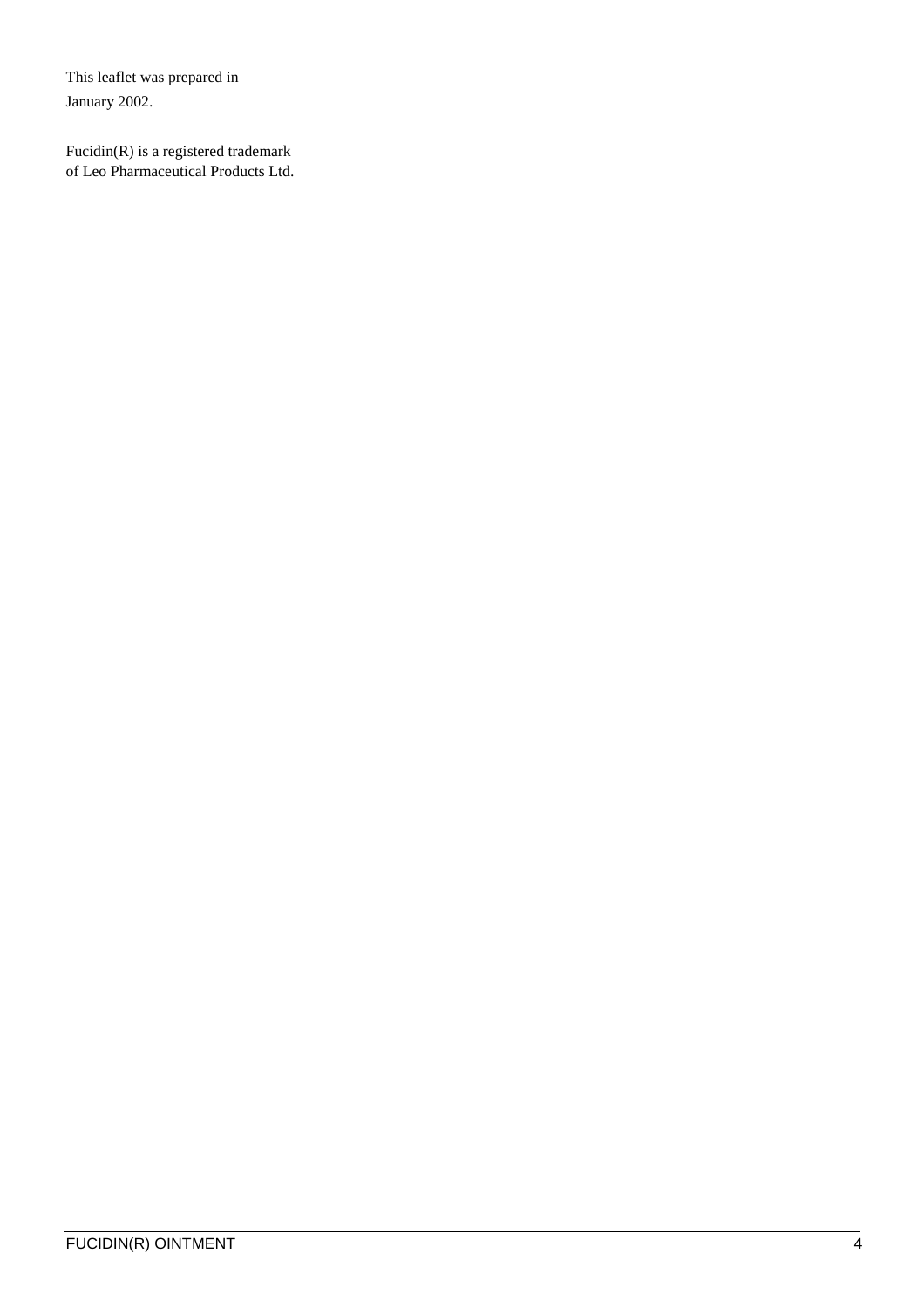This leaflet was prepared in
January 2002.

Fucidin(R) is a registered trademark
of Leo Pharmaceutical Products Ltd.